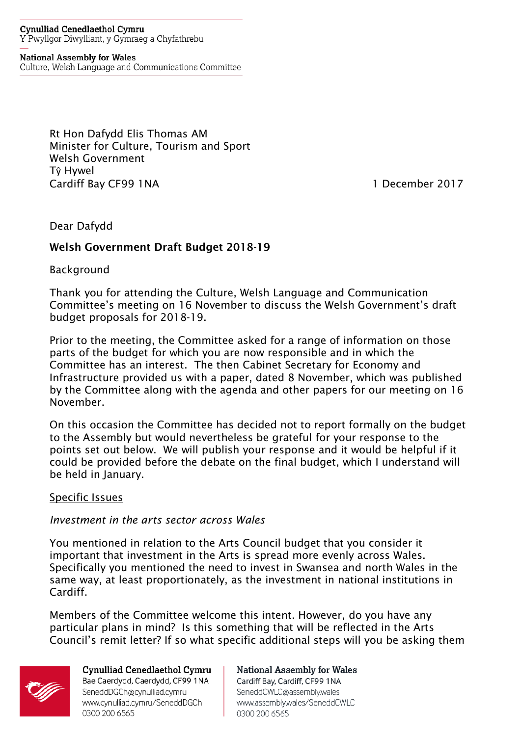**Cynulliad Cenedlaethol Cymru**
Y Pwyllgor Diwylliant, y Gymraeg a Chyfathrebu

**National Assembly for Wales**
Culture, Welsh Language and Communications Committee

Rt Hon Dafydd Elis Thomas AM
Minister for Culture, Tourism and Sport
Welsh Government
Tŷ Hywel
Cardiff Bay CF99 1NA

1 December 2017

Dear Dafydd

**Welsh Government Draft Budget 2018-19**

Background

Thank you for attending the Culture, Welsh Language and Communication Committee's meeting on 16 November to discuss the Welsh Government's draft budget proposals for 2018-19.

Prior to the meeting, the Committee asked for a range of information on those parts of the budget for which you are now responsible and in which the Committee has an interest. The then Cabinet Secretary for Economy and Infrastructure provided us with a paper, dated 8 November, which was published by the Committee along with the agenda and other papers for our meeting on 16 November.

On this occasion the Committee has decided not to report formally on the budget to the Assembly but would nevertheless be grateful for your response to the points set out below. We will publish your response and it would be helpful if it could be provided before the debate on the final budget, which I understand will be held in January.

Specific Issues

*Investment in the arts sector across Wales*

You mentioned in relation to the Arts Council budget that you consider it important that investment in the Arts is spread more evenly across Wales. Specifically you mentioned the need to invest in Swansea and north Wales in the same way, at least proportionately, as the investment in national institutions in Cardiff.

Members of the Committee welcome this intent. However, do you have any particular plans in mind? Is this something that will be reflected in the Arts Council's remit letter? If so what specific additional steps will you be asking them

**Cynulliad Cenedlaethol Cymru**
Bae Caerdydd, Caerdydd, CF99 1NA
SeneddDGCh@cynulliad.cymru
www.cynulliad.cymru/SeneddDGCh
0300 200 6565

**National Assembly for Wales**
Cardiff Bay, Cardiff, CF99 1NA
SeneddCWLC@assembly.wales
www.assembly.wales/SeneddCWLC
0300 200 6565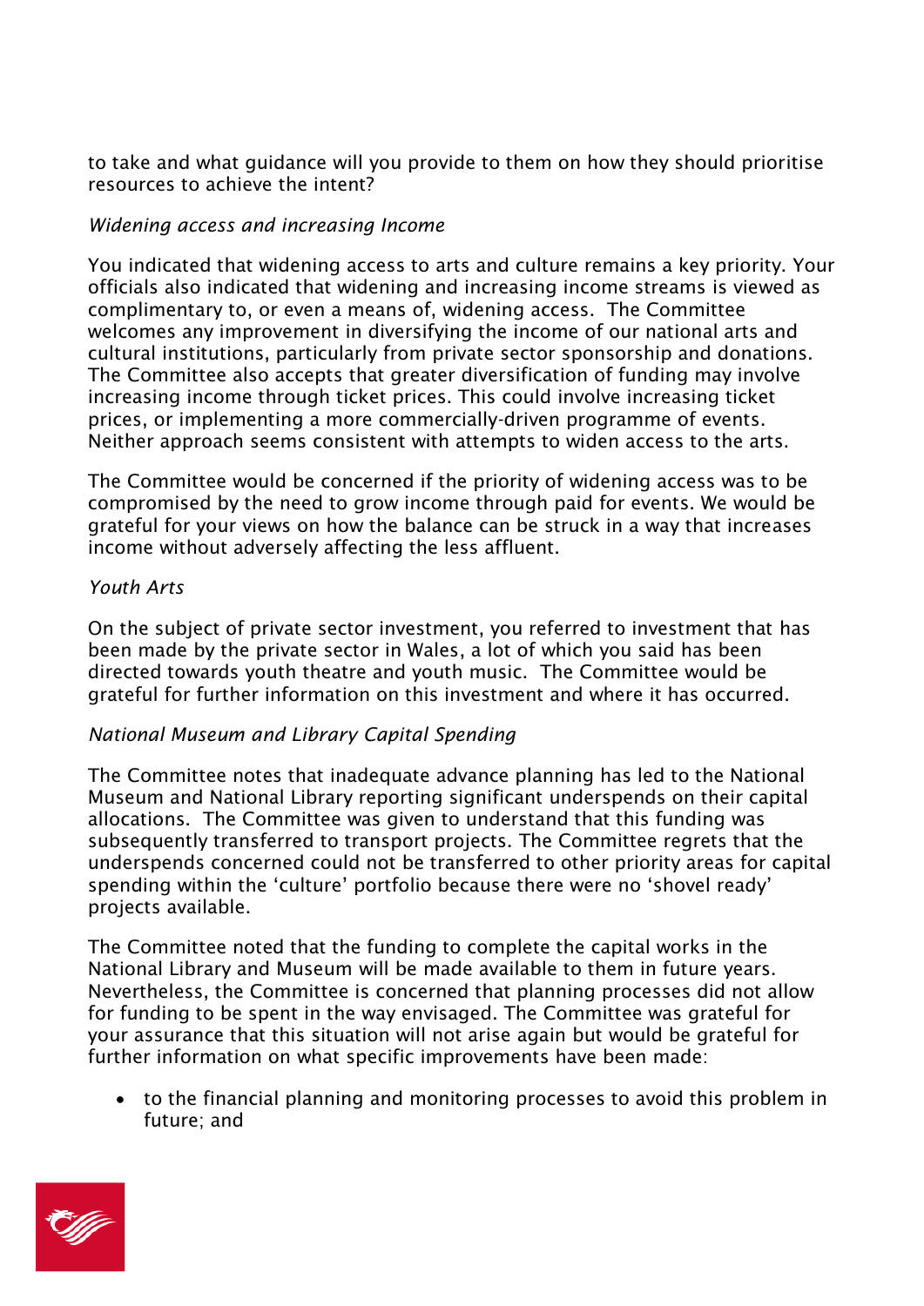to take and what guidance will you provide to them on how they should prioritise resources to achieve the intent?

*Widening access and increasing Income*

You indicated that widening access to arts and culture remains a key priority. Your officials also indicated that widening and increasing income streams is viewed as complimentary to, or even a means of, widening access. The Committee welcomes any improvement in diversifying the income of our national arts and cultural institutions, particularly from private sector sponsorship and donations. The Committee also accepts that greater diversification of funding may involve increasing income through ticket prices. This could involve increasing ticket prices, or implementing a more commercially-driven programme of events. Neither approach seems consistent with attempts to widen access to the arts.

The Committee would be concerned if the priority of widening access was to be compromised by the need to grow income through paid for events. We would be grateful for your views on how the balance can be struck in a way that increases income without adversely affecting the less affluent.

*Youth Arts*

On the subject of private sector investment, you referred to investment that has been made by the private sector in Wales, a lot of which you said has been directed towards youth theatre and youth music. The Committee would be grateful for further information on this investment and where it has occurred.

*National Museum and Library Capital Spending*

The Committee notes that inadequate advance planning has led to the National Museum and National Library reporting significant underspends on their capital allocations. The Committee was given to understand that this funding was subsequently transferred to transport projects. The Committee regrets that the underspends concerned could not be transferred to other priority areas for capital spending within the 'culture' portfolio because there were no 'shovel ready' projects available.

The Committee noted that the funding to complete the capital works in the National Library and Museum will be made available to them in future years. Nevertheless, the Committee is concerned that planning processes did not allow for funding to be spent in the way envisaged. The Committee was grateful for your assurance that this situation will not arise again but would be grateful for further information on what specific improvements have been made:

- to the financial planning and monitoring processes to avoid this problem in future; and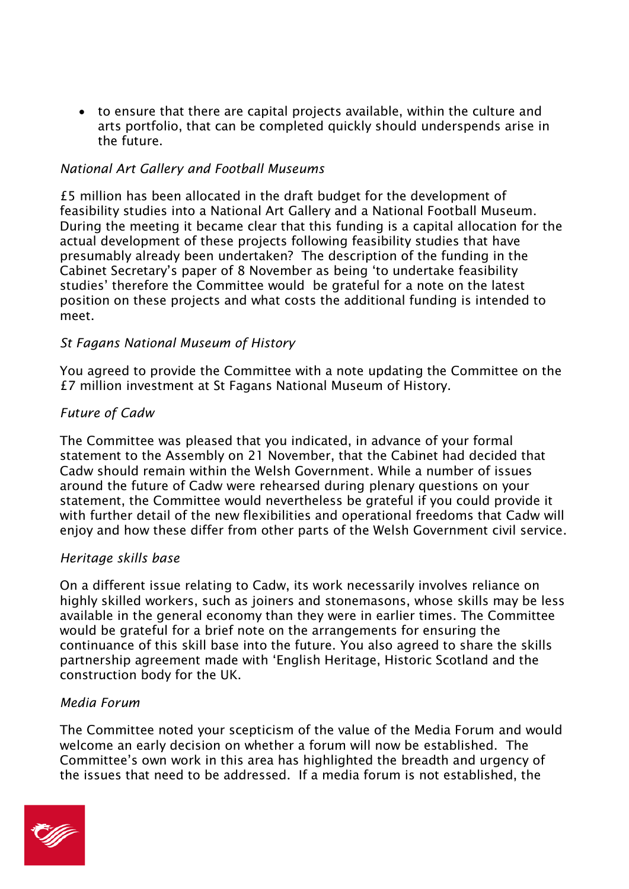- to ensure that there are capital projects available, within the culture and arts portfolio, that can be completed quickly should underspends arise in the future.

*National Art Gallery and Football Museums*

£5 million has been allocated in the draft budget for the development of feasibility studies into a National Art Gallery and a National Football Museum. During the meeting it became clear that this funding is a capital allocation for the actual development of these projects following feasibility studies that have presumably already been undertaken? The description of the funding in the Cabinet Secretary's paper of 8 November as being 'to undertake feasibility studies' therefore the Committee would be grateful for a note on the latest position on these projects and what costs the additional funding is intended to meet.

*St Fagans National Museum of History*

You agreed to provide the Committee with a note updating the Committee on the £7 million investment at St Fagans National Museum of History.

*Future of Cadw*

The Committee was pleased that you indicated, in advance of your formal statement to the Assembly on 21 November, that the Cabinet had decided that Cadw should remain within the Welsh Government. While a number of issues around the future of Cadw were rehearsed during plenary questions on your statement, the Committee would nevertheless be grateful if you could provide it with further detail of the new flexibilities and operational freedoms that Cadw will enjoy and how these differ from other parts of the Welsh Government civil service.

*Heritage skills base*

On a different issue relating to Cadw, its work necessarily involves reliance on highly skilled workers, such as joiners and stonemasons, whose skills may be less available in the general economy than they were in earlier times. The Committee would be grateful for a brief note on the arrangements for ensuring the continuance of this skill base into the future. You also agreed to share the skills partnership agreement made with 'English Heritage, Historic Scotland and the construction body for the UK.

*Media Forum*

The Committee noted your scepticism of the value of the Media Forum and would welcome an early decision on whether a forum will now be established. The Committee's own work in this area has highlighted the breadth and urgency of the issues that need to be addressed. If a media forum is not established, the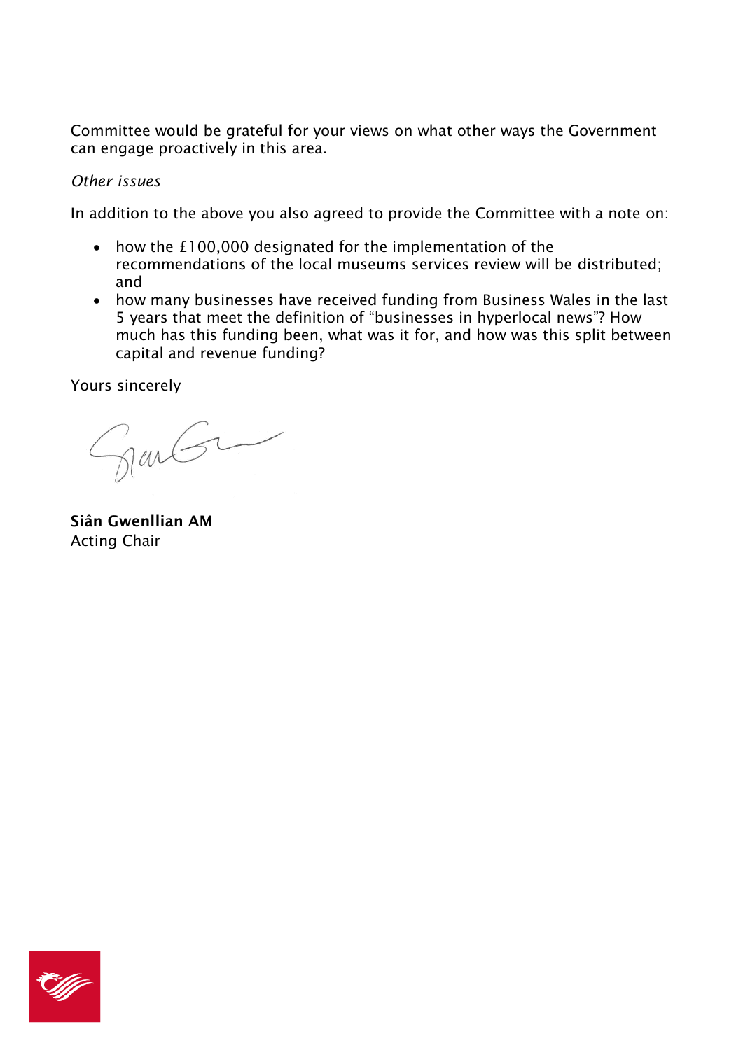Committee would be grateful for your views on what other ways the Government can engage proactively in this area.

*Other issues*

In addition to the above you also agreed to provide the Committee with a note on:

- how the £100,000 designated for the implementation of the recommendations of the local museums services review will be distributed; and
- how many businesses have received funding from Business Wales in the last 5 years that meet the definition of "businesses in hyperlocal news"? How much has this funding been, what was it for, and how was this split between capital and revenue funding?

Yours sincerely

**Siân Gwenllian AM**
Acting Chair